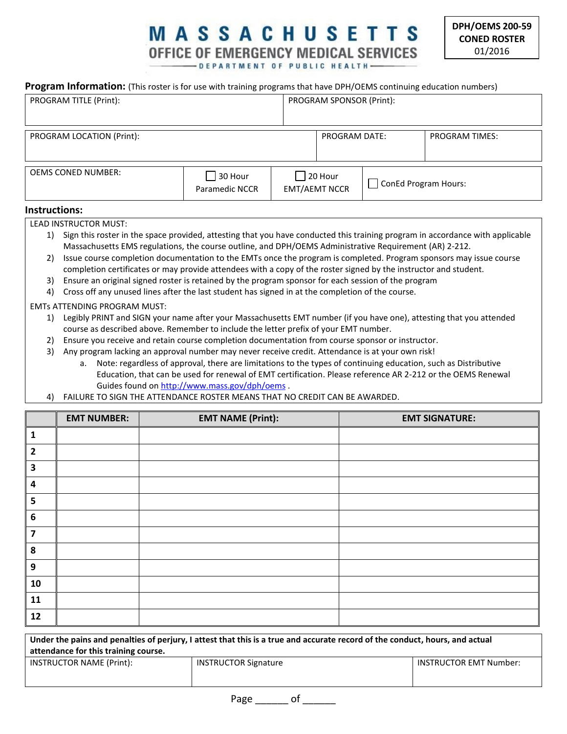# MASSACHUSETTS
## OFFICE OF EMERGENCY MEDICAL SERVICES
DEPARTMENT OF PUBLIC HEALTH

**DPH/OEMS 200-59**
**CONED ROSTER**
01/2016

**Program Information:** (This roster is for use with training programs that have DPH/OEMS continuing education numbers)

| PROGRAM TITLE (Print): | PROGRAM SPONSOR (Print): |
|---|---|
| | |

| PROGRAM LOCATION (Print): | PROGRAM DATE: | PROGRAM TIMES: |
|---|---|---|
| | | |

| OEMS CONED NUMBER: | ☐ 30 Hour Paramedic NCCR | ☐ 20 Hour EMT/AEMT NCCR | ☐ ConEd Program Hours: |
|---|---|---|---|

**Instructions:**

LEAD INSTRUCTOR MUST:

1) Sign this roster in the space provided, attesting that you have conducted this training program in accordance with applicable Massachusetts EMS regulations, the course outline, and DPH/OEMS Administrative Requirement (AR) 2-212.
2) Issue course completion documentation to the EMTs once the program is completed. Program sponsors may issue course completion certificates or may provide attendees with a copy of the roster signed by the instructor and student.
3) Ensure an original signed roster is retained by the program sponsor for each session of the program
4) Cross off any unused lines after the last student has signed in at the completion of the course.

EMTs ATTENDING PROGRAM MUST:

1) Legibly PRINT and SIGN your name after your Massachusetts EMT number (if you have one), attesting that you attended course as described above. Remember to include the letter prefix of your EMT number.
2) Ensure you receive and retain course completion documentation from course sponsor or instructor.
3) Any program lacking an approval number may never receive credit. Attendance is at your own risk!
   a. Note: regardless of approval, there are limitations to the types of continuing education, such as Distributive Education, that can be used for renewal of EMT certification. Please reference AR 2-212 or the OEMS Renewal Guides found on http://www.mass.gov/dph/oems .
4) FAILURE TO SIGN THE ATTENDANCE ROSTER MEANS THAT NO CREDIT CAN BE AWARDED.

| | EMT NUMBER: | EMT NAME (Print): | EMT SIGNATURE: |
|---|---|---|---|
| 1 | | | |
| 2 | | | |
| 3 | | | |
| 4 | | | |
| 5 | | | |
| 6 | | | |
| 7 | | | |
| 8 | | | |
| 9 | | | |
| 10 | | | |
| 11 | | | |
| 12 | | | |

**Under the pains and penalties of perjury, I attest that this is a true and accurate record of the conduct, hours, and actual attendance for this training course.**

| INSTRUCTOR NAME (Print): | INSTRUCTOR Signature | INSTRUCTOR EMT Number: |
|---|---|---|
| | | |

Page ______ of ______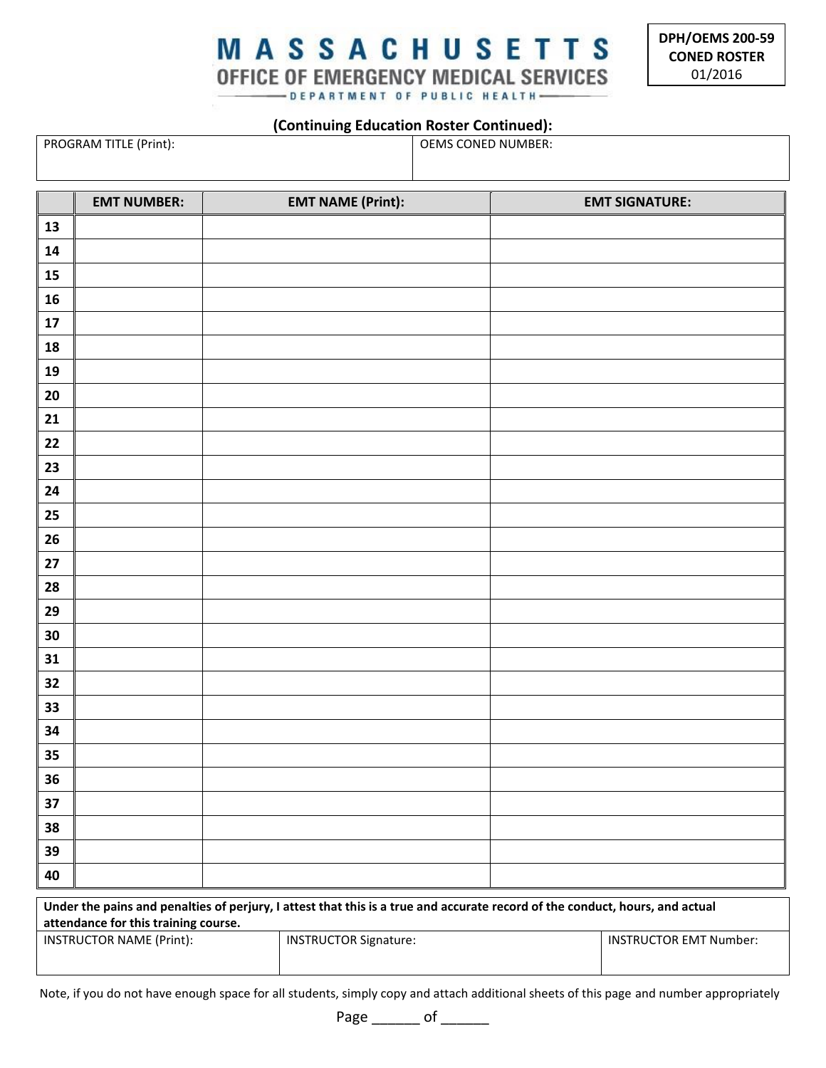**MASSACHUSETTS**
**OFFICE OF EMERGENCY MEDICAL SERVICES**
**DEPARTMENT OF PUBLIC HEALTH**

**DPH/OEMS 200-59**
**CONED ROSTER**
01/2016

## (Continuing Education Roster Continued):

| PROGRAM TITLE (Print): | OEMS CONED NUMBER: |
|---|---|
| | |

| | EMT NUMBER: | EMT NAME (Print): | EMT SIGNATURE: |
|---|---|---|---|
| **13** | | | |
| **14** | | | |
| **15** | | | |
| **16** | | | |
| **17** | | | |
| **18** | | | |
| **19** | | | |
| **20** | | | |
| **21** | | | |
| **22** | | | |
| **23** | | | |
| **24** | | | |
| **25** | | | |
| **26** | | | |
| **27** | | | |
| **28** | | | |
| **29** | | | |
| **30** | | | |
| **31** | | | |
| **32** | | | |
| **33** | | | |
| **34** | | | |
| **35** | | | |
| **36** | | | |
| **37** | | | |
| **38** | | | |
| **39** | | | |
| **40** | | | |

**Under the pains and penalties of perjury, I attest that this is a true and accurate record of the conduct, hours, and actual attendance for this training course.**

| INSTRUCTOR NAME (Print): | INSTRUCTOR Signature: | INSTRUCTOR EMT Number: |
|---|---|---|
| | | |

Note, if you do not have enough space for all students, simply copy and attach additional sheets of this page and number appropriately

Page ______ of ______